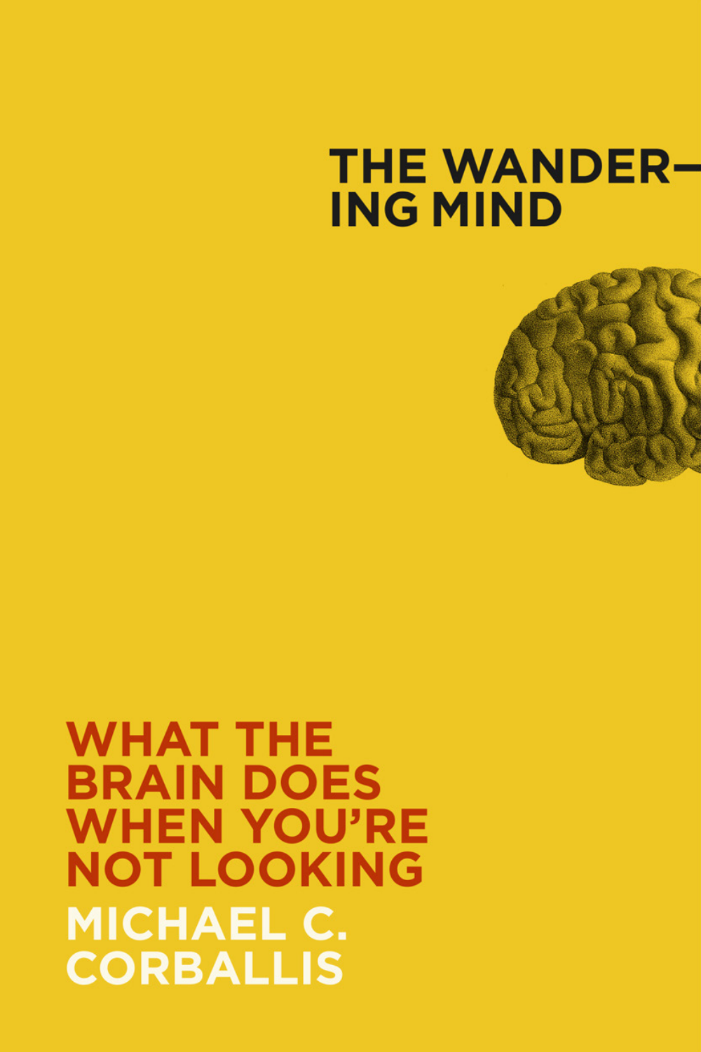# THE WANDER–ING MIND

## WHAT THE BRAIN DOES WHEN YOU'RE NOT LOOKING

MICHAEL C. CORBALLIS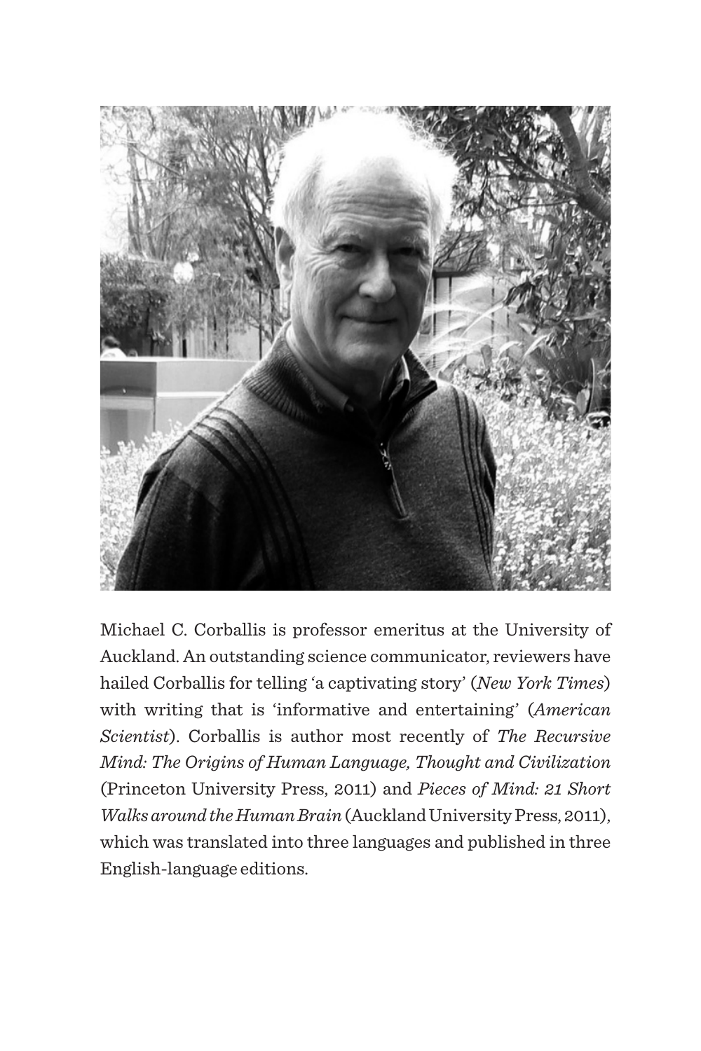Michael C. Corballis is professor emeritus at the University of Auckland. An outstanding science communicator, reviewers have hailed Corballis for telling 'a captivating story' (*New York Times*) with writing that is 'informative and entertaining' (*American Scientist*). Corballis is author most recently of *The Recursive Mind: The Origins of Human Language, Thought and Civilization* (Princeton University Press, 2011) and *Pieces of Mind: 21 Short Walks around the Human Brain* (Auckland University Press, 2011), which was translated into three languages and published in three English-language editions.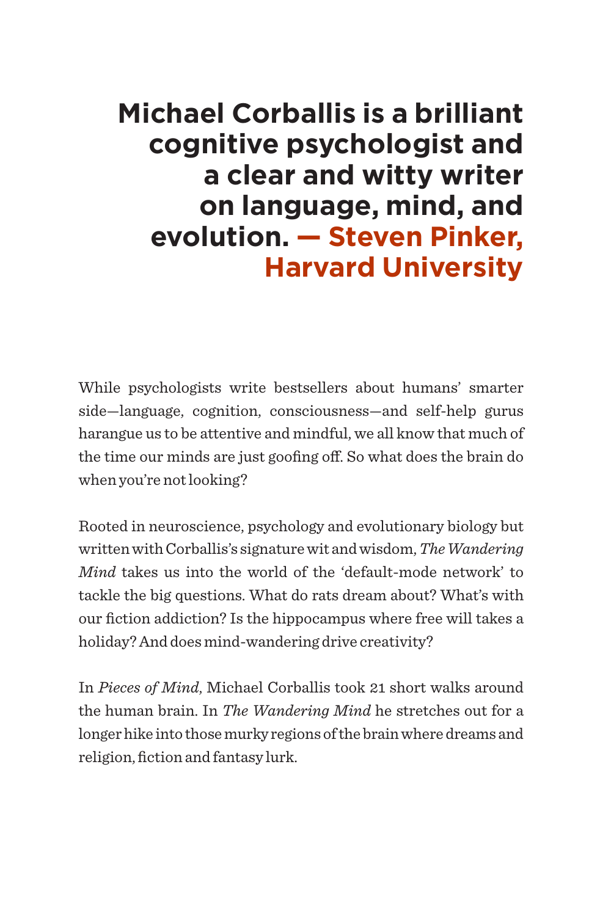**Michael Corballis is a brilliant cognitive psychologist and a clear and witty writer on language, mind, and evolution. — Steven Pinker, Harvard University**

While psychologists write bestsellers about humans' smarter side—language, cognition, consciousness—and self-help gurus harangue us to be attentive and mindful, we all know that much of the time our minds are just goofing off. So what does the brain do when you're not looking?

Rooted in neuroscience, psychology and evolutionary biology but written with Corballis's signature wit and wisdom, *The Wandering Mind* takes us into the world of the 'default-mode network' to tackle the big questions. What do rats dream about? What's with our fiction addiction? Is the hippocampus where free will takes a holiday? And does mind-wandering drive creativity?

In *Pieces of Mind,* Michael Corballis took 21 short walks around the human brain. In *The Wandering Mind* he stretches out for a longer hike into those murky regions of the brain where dreams and religion, fiction and fantasy lurk.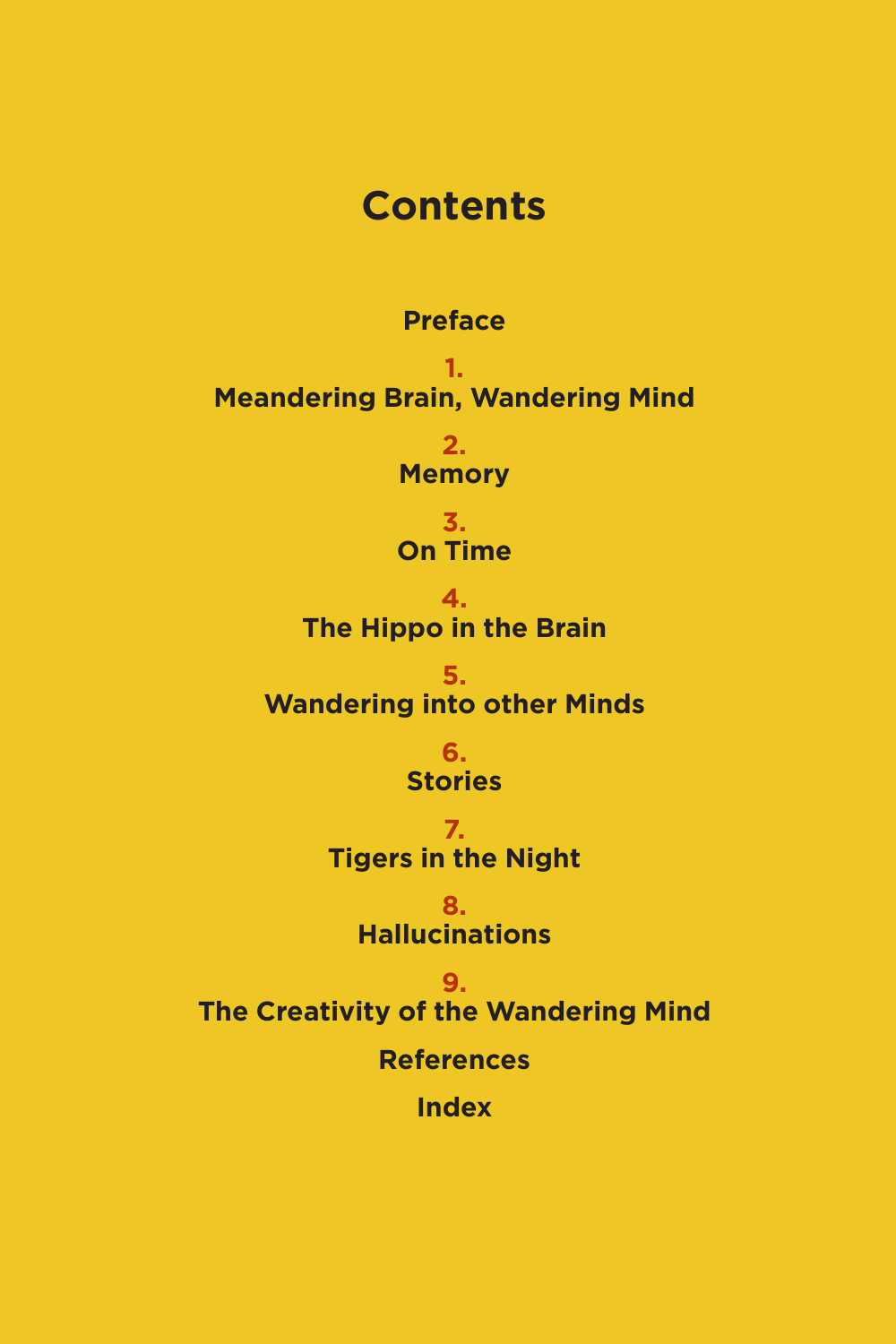# Contents

**Preface**

**1.**
**Meandering Brain, Wandering Mind**

**2.**
**Memory**

**3.**
**On Time**

**4.**
**The Hippo in the Brain**

**5.**
**Wandering into other Minds**

**6.**
**Stories**

**7.**
**Tigers in the Night**

**8.**
**Hallucinations**

**9.**
**The Creativity of the Wandering Mind**

**References**

**Index**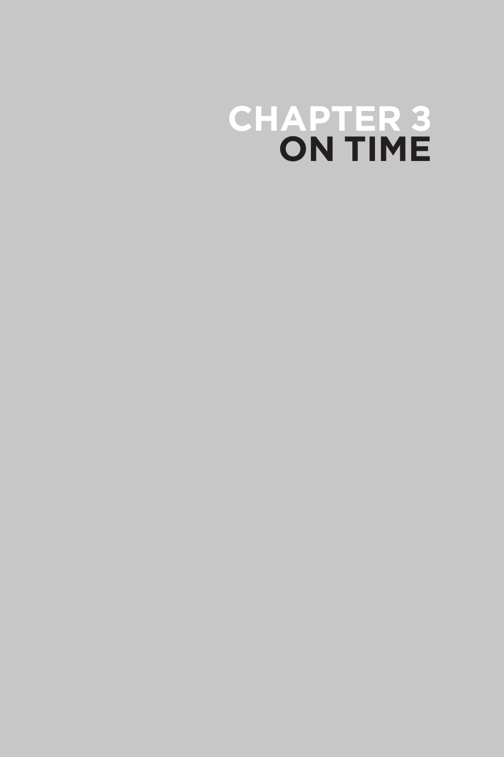# CHAPTER 3
# ON TIME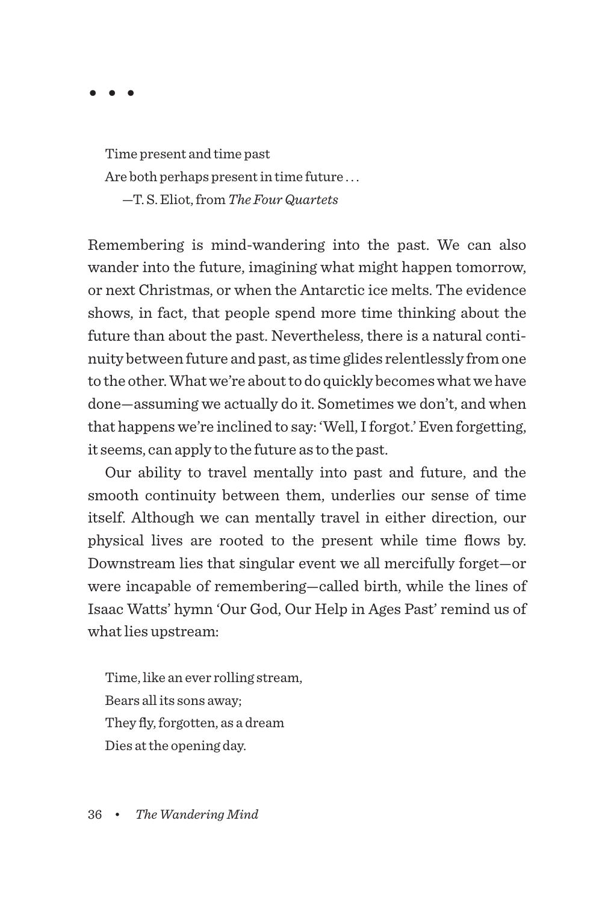• • •

> Time present and time past
> Are both perhaps present in time future . . .
> —T. S. Eliot, from *The Four Quartets*

Remembering is mind-wandering into the past. We can also wander into the future, imagining what might happen tomorrow, or next Christmas, or when the Antarctic ice melts. The evidence shows, in fact, that people spend more time thinking about the future than about the past. Nevertheless, there is a natural continuity between future and past, as time glides relentlessly from one to the other. What we're about to do quickly becomes what we have done—assuming we actually do it. Sometimes we don't, and when that happens we're inclined to say: 'Well, I forgot.' Even forgetting, it seems, can apply to the future as to the past.

Our ability to travel mentally into past and future, and the smooth continuity between them, underlies our sense of time itself. Although we can mentally travel in either direction, our physical lives are rooted to the present while time flows by. Downstream lies that singular event we all mercifully forget—or were incapable of remembering—called birth, while the lines of Isaac Watts' hymn 'Our God, Our Help in Ages Past' remind us of what lies upstream:

> Time, like an ever rolling stream,
> Bears all its sons away;
> They fly, forgotten, as a dream
> Dies at the opening day.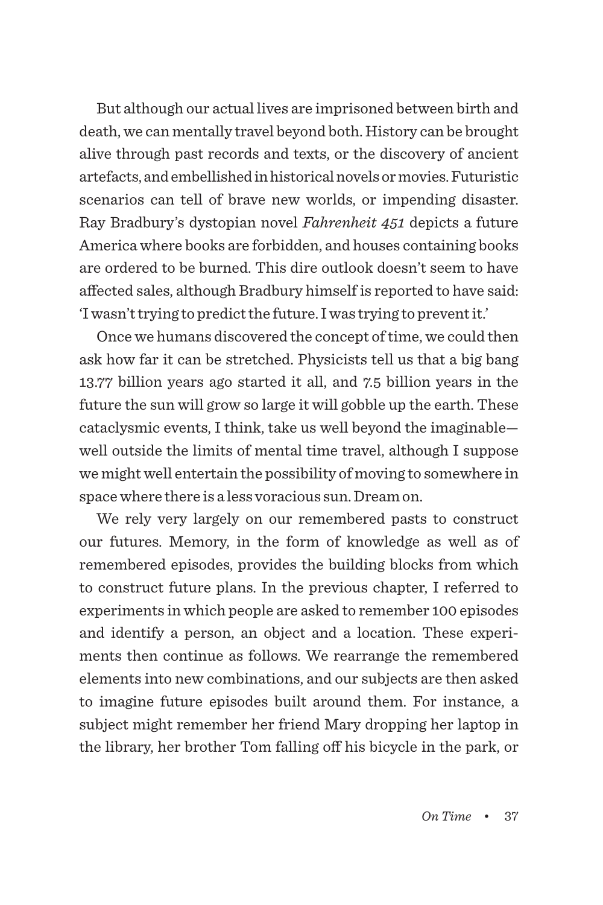But although our actual lives are imprisoned between birth and death, we can mentally travel beyond both. History can be brought alive through past records and texts, or the discovery of ancient artefacts, and embellished in historical novels or movies. Futuristic scenarios can tell of brave new worlds, or impending disaster. Ray Bradbury's dystopian novel *Fahrenheit 451* depicts a future America where books are forbidden, and houses containing books are ordered to be burned. This dire outlook doesn't seem to have affected sales, although Bradbury himself is reported to have said: 'I wasn't trying to predict the future. I was trying to prevent it.'

Once we humans discovered the concept of time, we could then ask how far it can be stretched. Physicists tell us that a big bang 13.77 billion years ago started it all, and 7.5 billion years in the future the sun will grow so large it will gobble up the earth. These cataclysmic events, I think, take us well beyond the imaginable—well outside the limits of mental time travel, although I suppose we might well entertain the possibility of moving to somewhere in space where there is a less voracious sun. Dream on.

We rely very largely on our remembered pasts to construct our futures. Memory, in the form of knowledge as well as of remembered episodes, provides the building blocks from which to construct future plans. In the previous chapter, I referred to experiments in which people are asked to remember 100 episodes and identify a person, an object and a location. These experiments then continue as follows. We rearrange the remembered elements into new combinations, and our subjects are then asked to imagine future episodes built around them. For instance, a subject might remember her friend Mary dropping her laptop in the library, her brother Tom falling off his bicycle in the park, or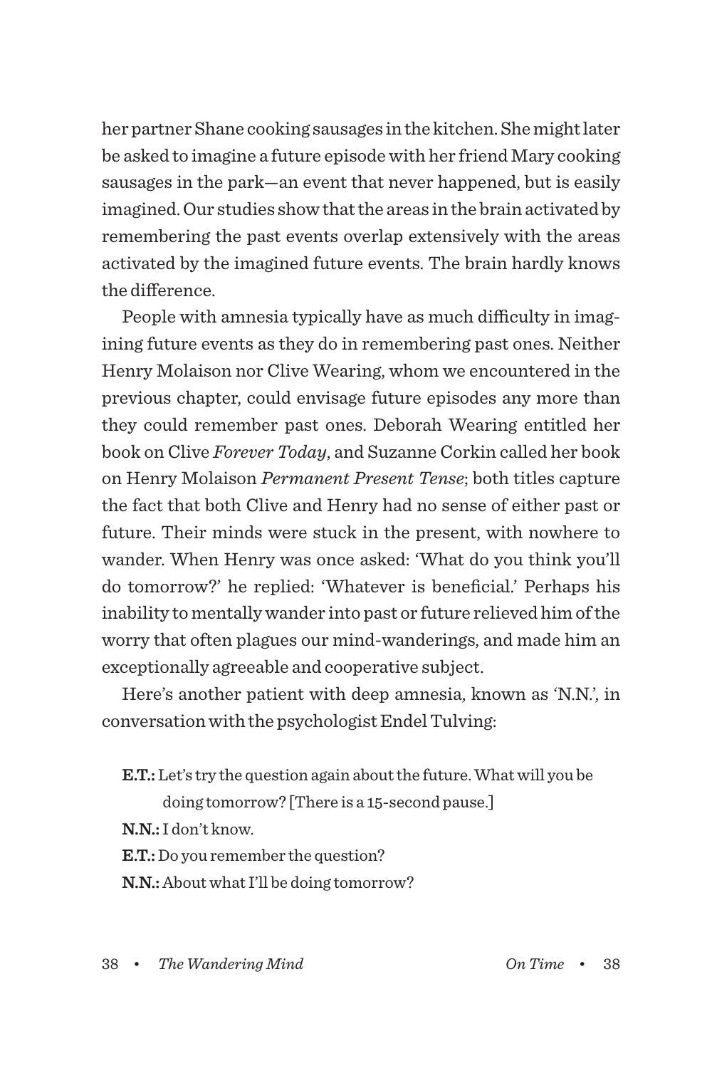her partner Shane cooking sausages in the kitchen. She might later be asked to imagine a future episode with her friend Mary cooking sausages in the park—an event that never happened, but is easily imagined. Our studies show that the areas in the brain activated by remembering the past events overlap extensively with the areas activated by the imagined future events. The brain hardly knows the difference.

People with amnesia typically have as much difficulty in imagining future events as they do in remembering past ones. Neither Henry Molaison nor Clive Wearing, whom we encountered in the previous chapter, could envisage future episodes any more than they could remember past ones. Deborah Wearing entitled her book on Clive *Forever Today*, and Suzanne Corkin called her book on Henry Molaison *Permanent Present Tense*; both titles capture the fact that both Clive and Henry had no sense of either past or future. Their minds were stuck in the present, with nowhere to wander. When Henry was once asked: 'What do you think you'll do tomorrow?' he replied: 'Whatever is beneficial.' Perhaps his inability to mentally wander into past or future relieved him of the worry that often plagues our mind-wanderings, and made him an exceptionally agreeable and cooperative subject.

Here's another patient with deep amnesia, known as 'N.N.', in conversation with the psychologist Endel Tulving:

> **E.T.:** Let's try the question again about the future. What will you be doing tomorrow? [There is a 15-second pause.]
>
> **N.N.:** I don't know.
>
> **E.T.:** Do you remember the question?
>
> **N.N.:** About what I'll be doing tomorrow?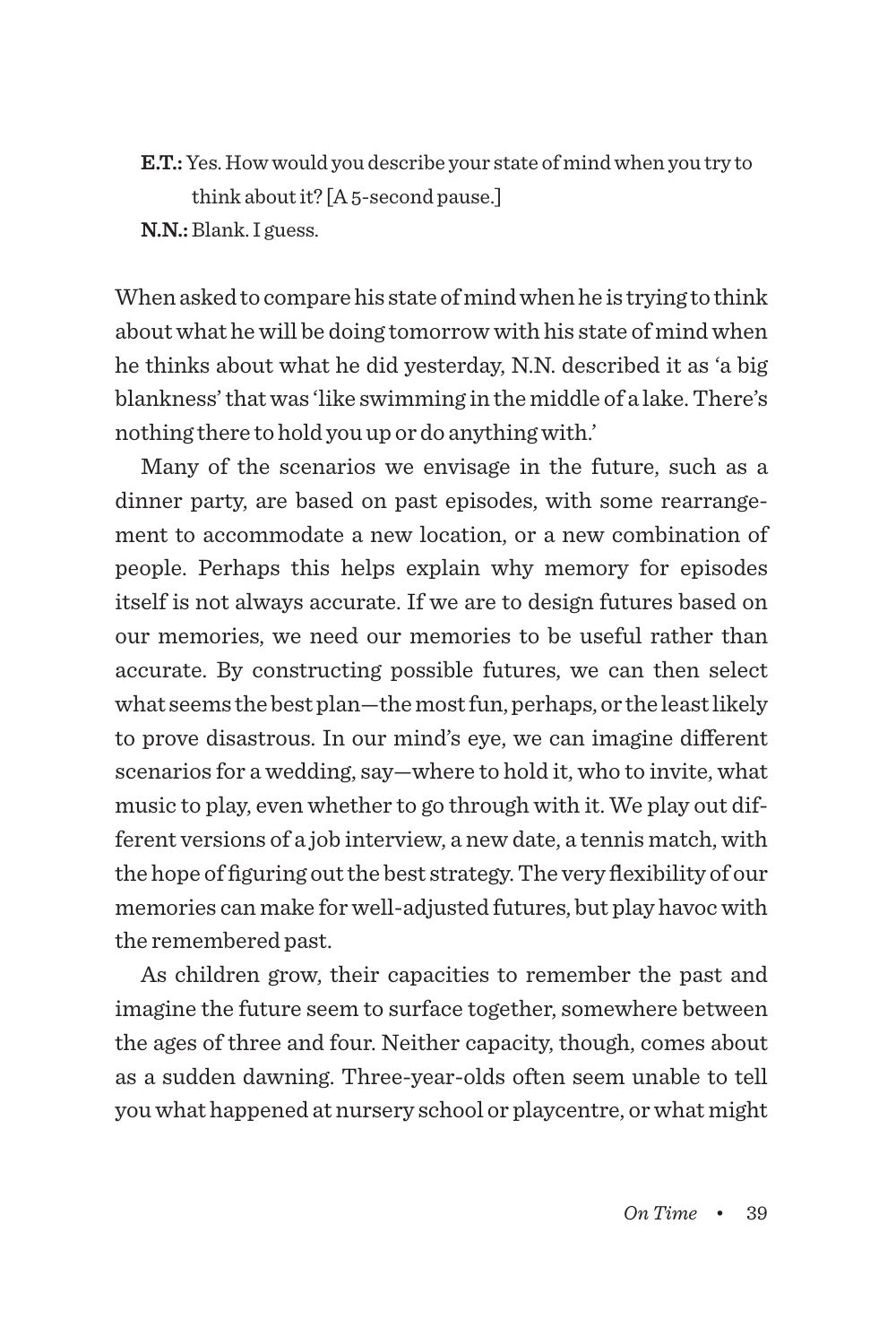**E.T.:** Yes. How would you describe your state of mind when you try to think about it? [A 5-second pause.]

**N.N.:** Blank. I guess.

When asked to compare his state of mind when he is trying to think about what he will be doing tomorrow with his state of mind when he thinks about what he did yesterday, N.N. described it as 'a big blankness' that was 'like swimming in the middle of a lake. There's nothing there to hold you up or do anything with.'

Many of the scenarios we envisage in the future, such as a dinner party, are based on past episodes, with some rearrangement to accommodate a new location, or a new combination of people. Perhaps this helps explain why memory for episodes itself is not always accurate. If we are to design futures based on our memories, we need our memories to be useful rather than accurate. By constructing possible futures, we can then select what seems the best plan—the most fun, perhaps, or the least likely to prove disastrous. In our mind's eye, we can imagine different scenarios for a wedding, say—where to hold it, who to invite, what music to play, even whether to go through with it. We play out different versions of a job interview, a new date, a tennis match, with the hope of figuring out the best strategy. The very flexibility of our memories can make for well-adjusted futures, but play havoc with the remembered past.

As children grow, their capacities to remember the past and imagine the future seem to surface together, somewhere between the ages of three and four. Neither capacity, though, comes about as a sudden dawning. Three-year-olds often seem unable to tell you what happened at nursery school or playcentre, or what might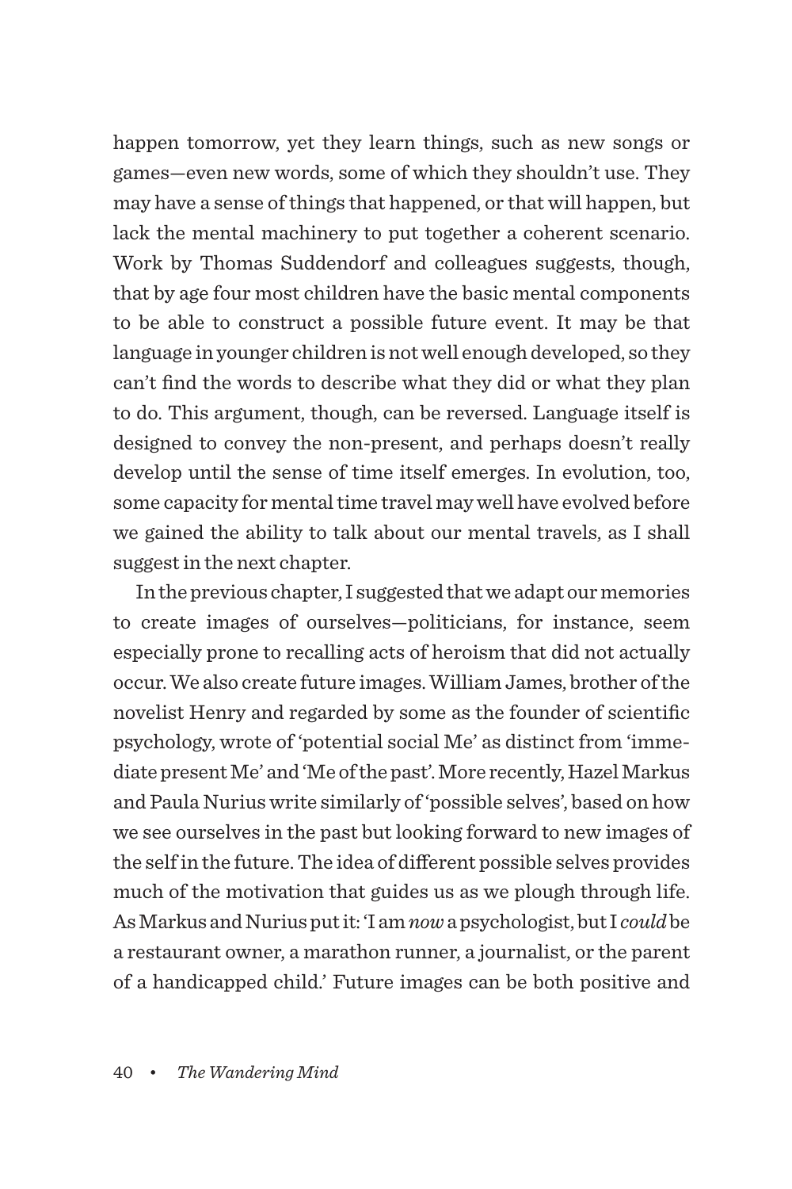happen tomorrow, yet they learn things, such as new songs or games—even new words, some of which they shouldn't use. They may have a sense of things that happened, or that will happen, but lack the mental machinery to put together a coherent scenario. Work by Thomas Suddendorf and colleagues suggests, though, that by age four most children have the basic mental components to be able to construct a possible future event. It may be that language in younger children is not well enough developed, so they can't find the words to describe what they did or what they plan to do. This argument, though, can be reversed. Language itself is designed to convey the non-present, and perhaps doesn't really develop until the sense of time itself emerges. In evolution, too, some capacity for mental time travel may well have evolved before we gained the ability to talk about our mental travels, as I shall suggest in the next chapter.

In the previous chapter, I suggested that we adapt our memories to create images of ourselves—politicians, for instance, seem especially prone to recalling acts of heroism that did not actually occur. We also create future images. William James, brother of the novelist Henry and regarded by some as the founder of scientific psychology, wrote of 'potential social Me' as distinct from 'immediate present Me' and 'Me of the past'. More recently, Hazel Markus and Paula Nurius write similarly of 'possible selves', based on how we see ourselves in the past but looking forward to new images of the self in the future. The idea of different possible selves provides much of the motivation that guides us as we plough through life. As Markus and Nurius put it: 'I am *now* a psychologist, but I *could* be a restaurant owner, a marathon runner, a journalist, or the parent of a handicapped child.' Future images can be both positive and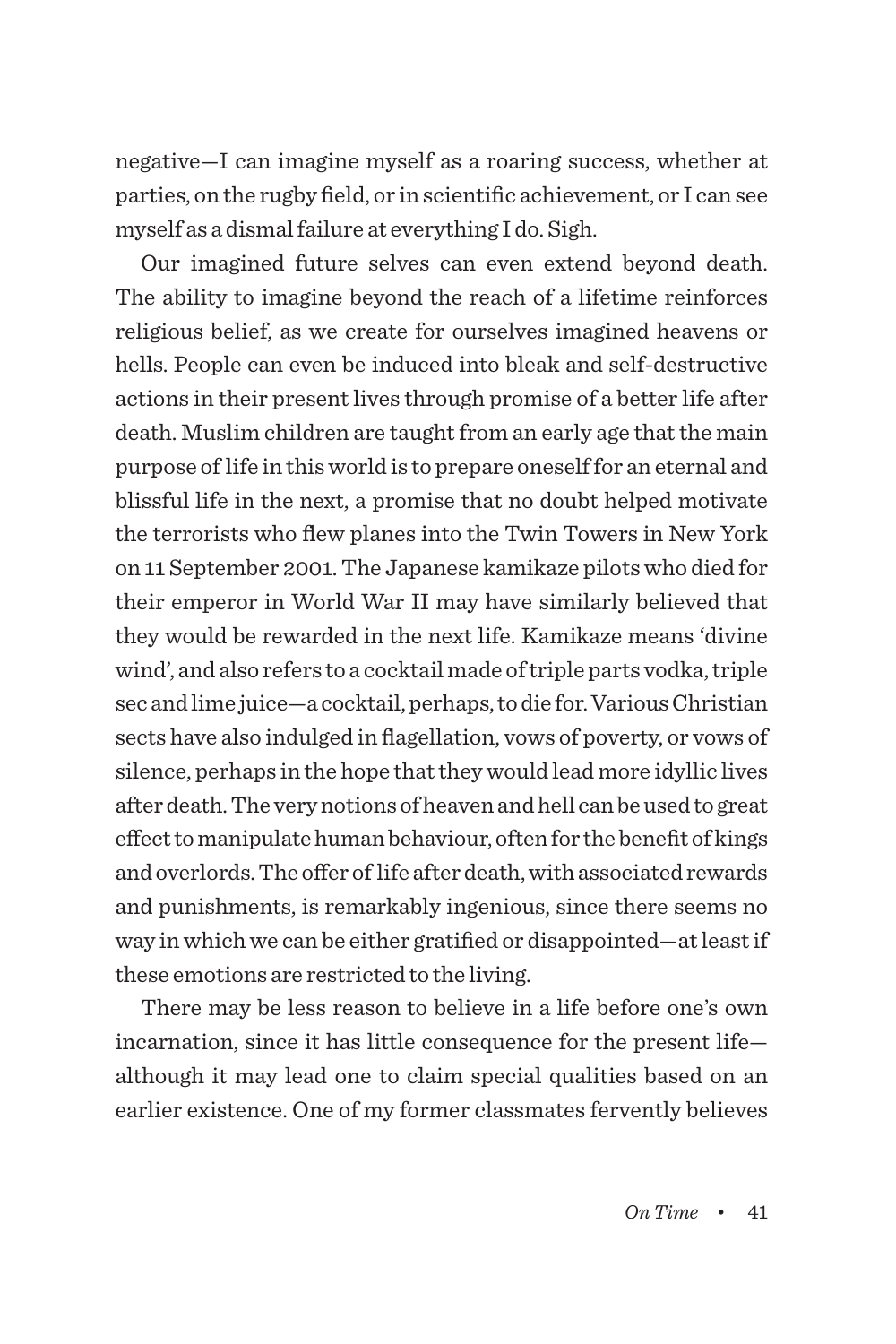negative—I can imagine myself as a roaring success, whether at parties, on the rugby field, or in scientific achievement, or I can see myself as a dismal failure at everything I do. Sigh.

Our imagined future selves can even extend beyond death. The ability to imagine beyond the reach of a lifetime reinforces religious belief, as we create for ourselves imagined heavens or hells. People can even be induced into bleak and self-destructive actions in their present lives through promise of a better life after death. Muslim children are taught from an early age that the main purpose of life in this world is to prepare oneself for an eternal and blissful life in the next, a promise that no doubt helped motivate the terrorists who flew planes into the Twin Towers in New York on 11 September 2001. The Japanese kamikaze pilots who died for their emperor in World War II may have similarly believed that they would be rewarded in the next life. Kamikaze means 'divine wind', and also refers to a cocktail made of triple parts vodka, triple sec and lime juice—a cocktail, perhaps, to die for. Various Christian sects have also indulged in flagellation, vows of poverty, or vows of silence, perhaps in the hope that they would lead more idyllic lives after death. The very notions of heaven and hell can be used to great effect to manipulate human behaviour, often for the benefit of kings and overlords. The offer of life after death, with associated rewards and punishments, is remarkably ingenious, since there seems no way in which we can be either gratified or disappointed—at least if these emotions are restricted to the living.

There may be less reason to believe in a life before one's own incarnation, since it has little consequence for the present life—although it may lead one to claim special qualities based on an earlier existence. One of my former classmates fervently believes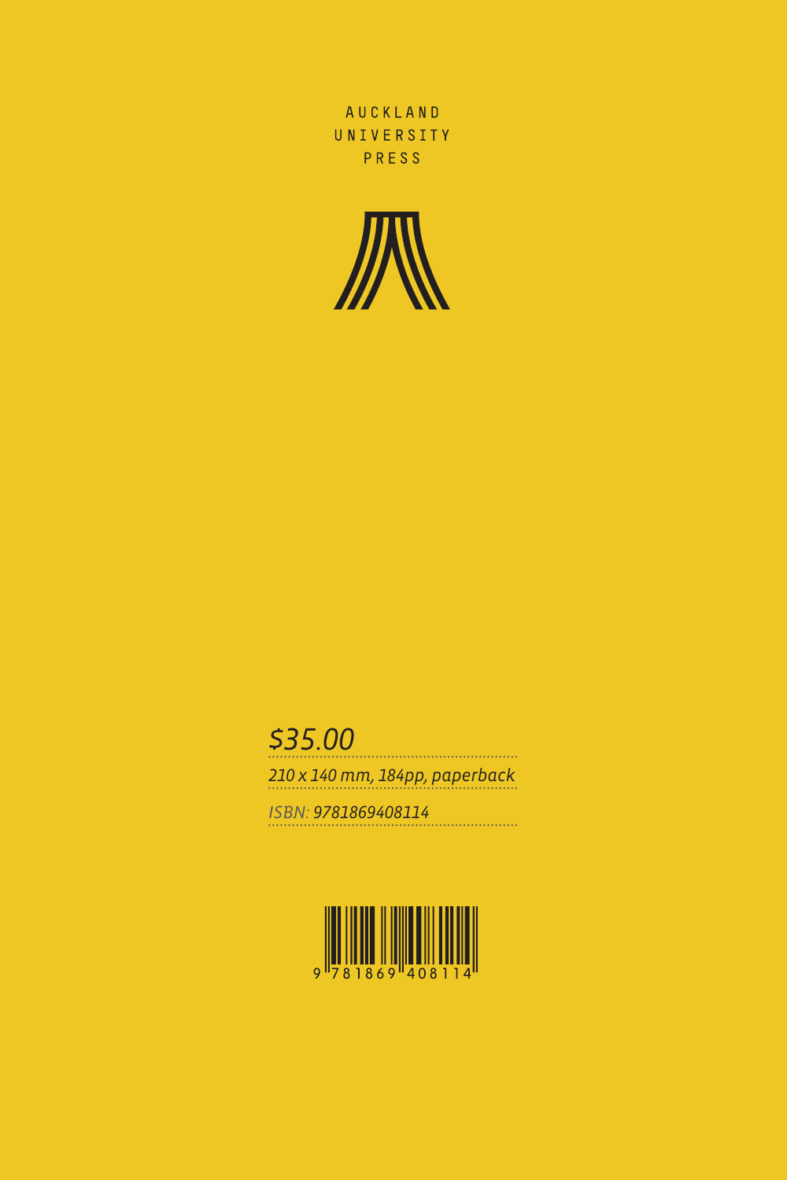AUCKLAND
UNIVERSITY
PRESS

*$35.00*

*210 x 140 mm, 184pp, paperback*

*ISBN: 9781869408114*

9 781869 408114